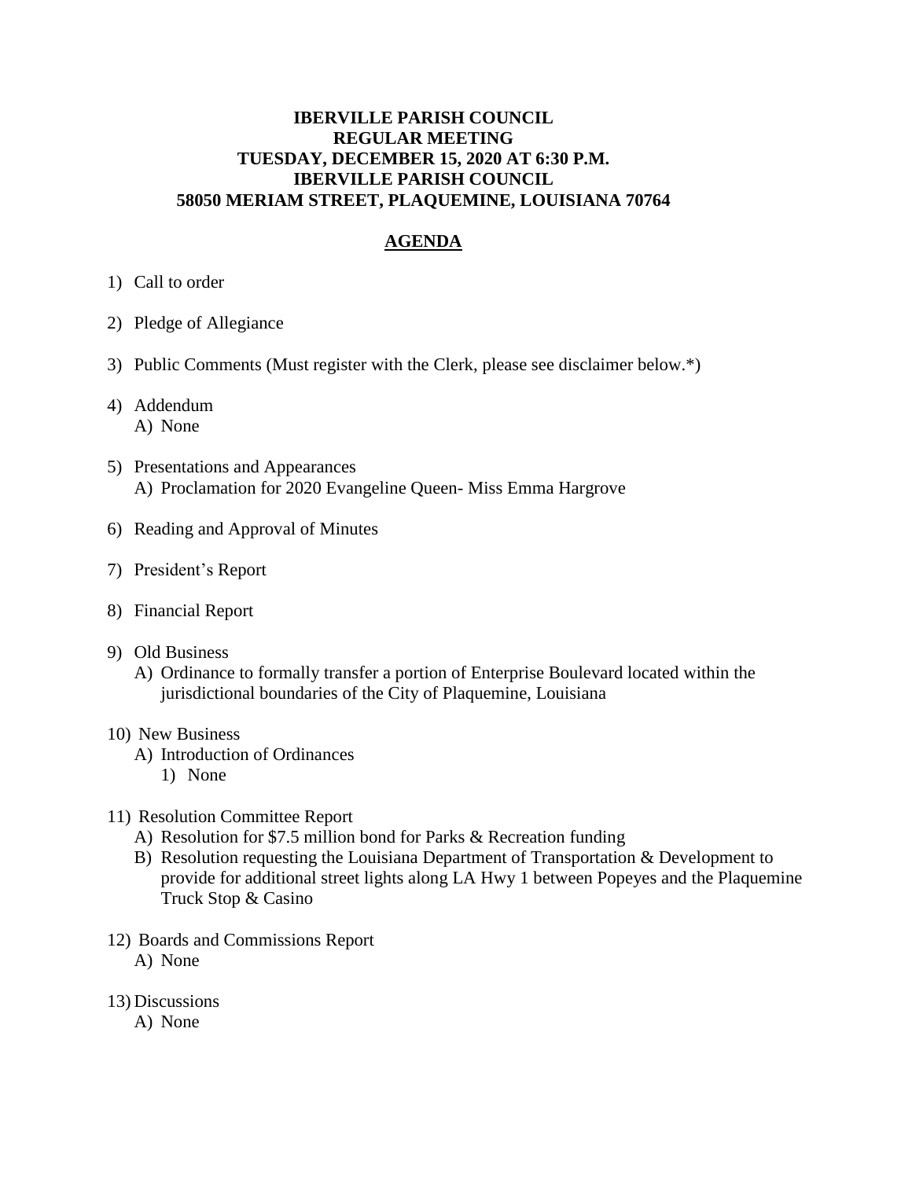**IBERVILLE PARISH COUNCIL**
**REGULAR MEETING**
**TUESDAY, DECEMBER 15, 2020 AT 6:30 P.M.**
**IBERVILLE PARISH COUNCIL**
**58050 MERIAM STREET, PLAQUEMINE, LOUISIANA 70764**

## AGENDA

1) Call to order

2) Pledge of Allegiance

3) Public Comments (Must register with the Clerk, please see disclaimer below.*)

4) Addendum
   A) None

5) Presentations and Appearances
   A) Proclamation for 2020 Evangeline Queen- Miss Emma Hargrove

6) Reading and Approval of Minutes

7) President's Report

8) Financial Report

9) Old Business
   A) Ordinance to formally transfer a portion of Enterprise Boulevard located within the jurisdictional boundaries of the City of Plaquemine, Louisiana

10) New Business
    A) Introduction of Ordinances
       1) None

11) Resolution Committee Report
    A) Resolution for $7.5 million bond for Parks & Recreation funding
    B) Resolution requesting the Louisiana Department of Transportation & Development to provide for additional street lights along LA Hwy 1 between Popeyes and the Plaquemine Truck Stop & Casino

12) Boards and Commissions Report
    A) None

13) Discussions
    A) None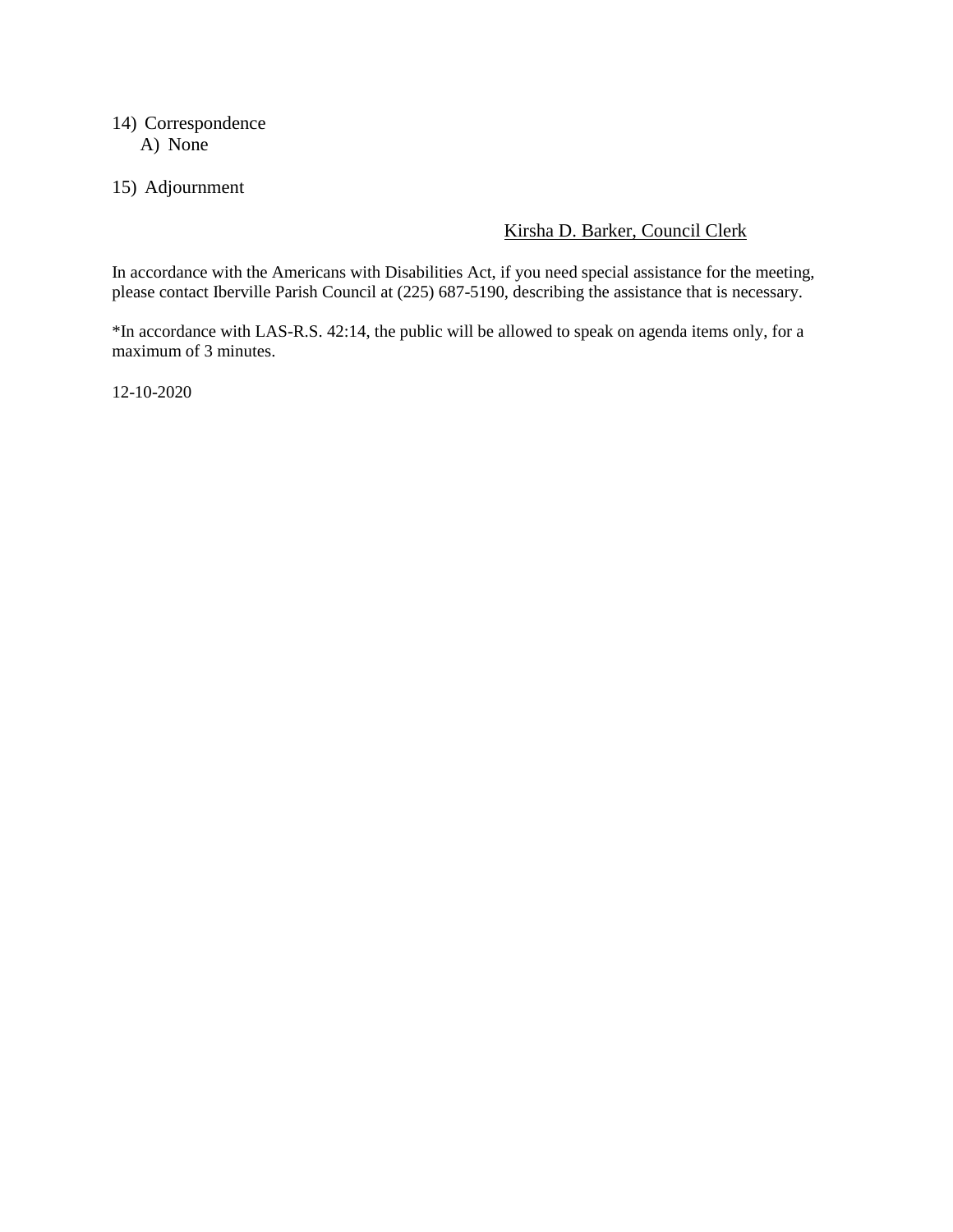14) Correspondence
   A) None

15) Adjournment

Kirsha D. Barker, Council Clerk

In accordance with the Americans with Disabilities Act, if you need special assistance for the meeting, please contact Iberville Parish Council at (225) 687-5190, describing the assistance that is necessary.

*In accordance with LAS-R.S. 42:14, the public will be allowed to speak on agenda items only, for a maximum of 3 minutes.

12-10-2020